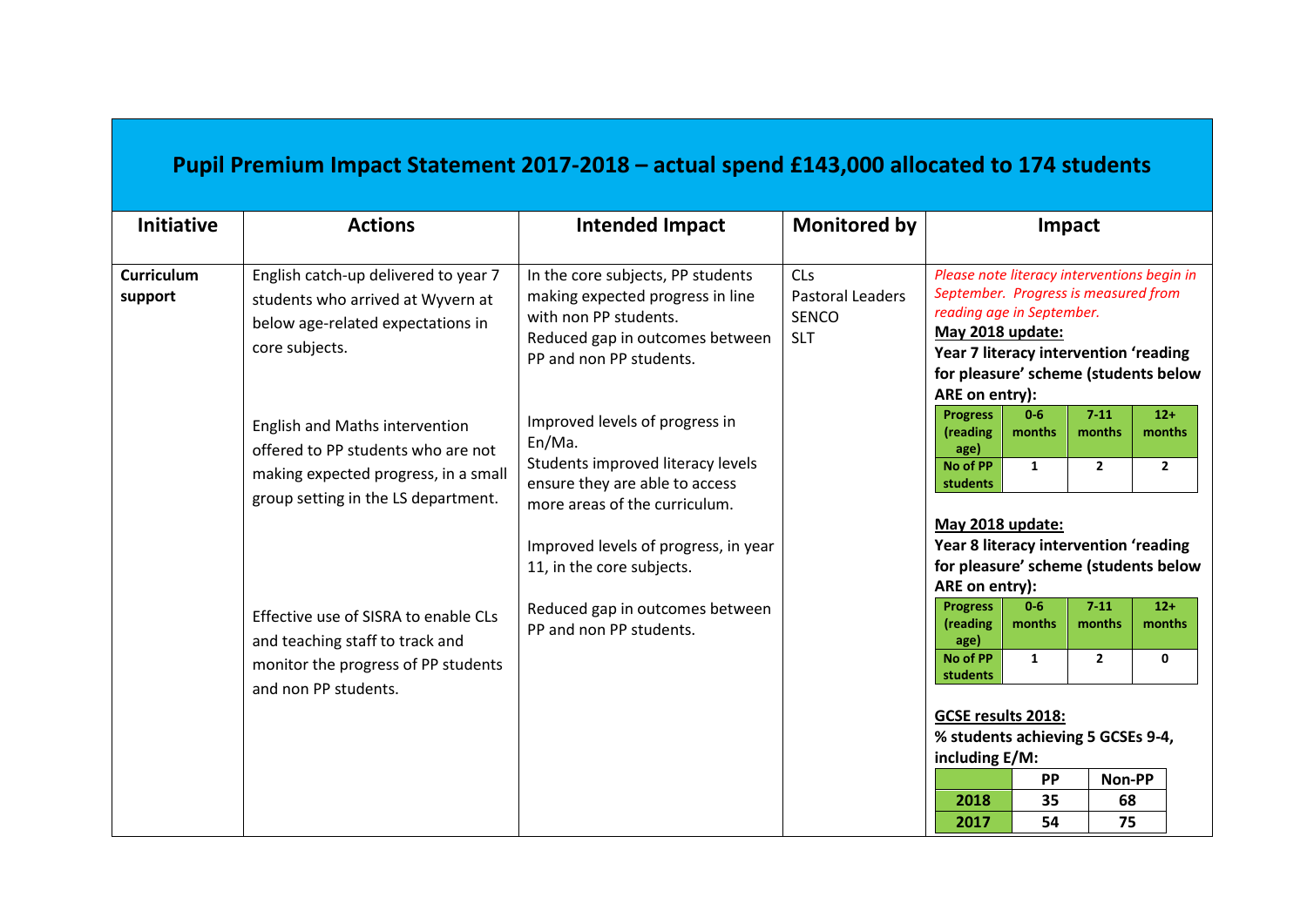# Pupil Premium Impact Statement 2017-2018 – actual spend £143,000 allocated to 174 students

| Initiative | Actions | Intended Impact | Monitored by | Impact |
|---|---|---|---|---|
| **Curriculum support** | English catch-up delivered to year 7 students who arrived at Wyvern at below age-related expectations in core subjects.<br><br>English and Maths intervention offered to PP students who are not making expected progress, in a small group setting in the LS department.<br><br>Effective use of SISRA to enable CLs and teaching staff to track and monitor the progress of PP students and non PP students. | In the core subjects, PP students making expected progress in line with non PP students.<br>Reduced gap in outcomes between PP and non PP students.<br><br>Improved levels of progress in En/Ma.<br>Students improved literacy levels ensure they are able to access more areas of the curriculum.<br><br>Improved levels of progress, in year 11, in the core subjects.<br><br>Reduced gap in outcomes between PP and non PP students. | CLs<br>Pastoral Leaders<br>SENCO<br>SLT | *Please note literacy interventions begin in September. Progress is measured from reading age in September.*<br>**May 2018 update:**<br>**Year 7 literacy intervention 'reading for pleasure' scheme (students below ARE on entry):** Progress (reading age) 0-6 months: 1; 7-11 months: 2; 12+ months: 2 (No of PP students)<br><br>**May 2018 update:**<br>**Year 8 literacy intervention 'reading for pleasure' scheme (students below ARE on entry):** Progress (reading age) 0-6 months: 1; 7-11 months: 2; 12+ months: 0 (No of PP students)<br><br>**GCSE results 2018:**<br>**% students achieving 5 GCSEs 9-4, including E/M:** 2018: PP 35, Non-PP 68; 2017: PP 54, Non-PP 75 |

**Year 7 literacy intervention 'reading for pleasure' scheme (students below ARE on entry):**

| Progress (reading age) | 0-6 months | 7-11 months | 12+ months |
|---|---|---|---|
| No of PP students | 1 | 2 | 2 |

**Year 8 literacy intervention 'reading for pleasure' scheme (students below ARE on entry):**

| Progress (reading age) | 0-6 months | 7-11 months | 12+ months |
|---|---|---|---|
| No of PP students | 1 | 2 | 0 |

**GCSE results 2018: % students achieving 5 GCSEs 9-4, including E/M:**

| | PP | Non-PP |
|---|---|---|
| 2018 | 35 | 68 |
| 2017 | 54 | 75 |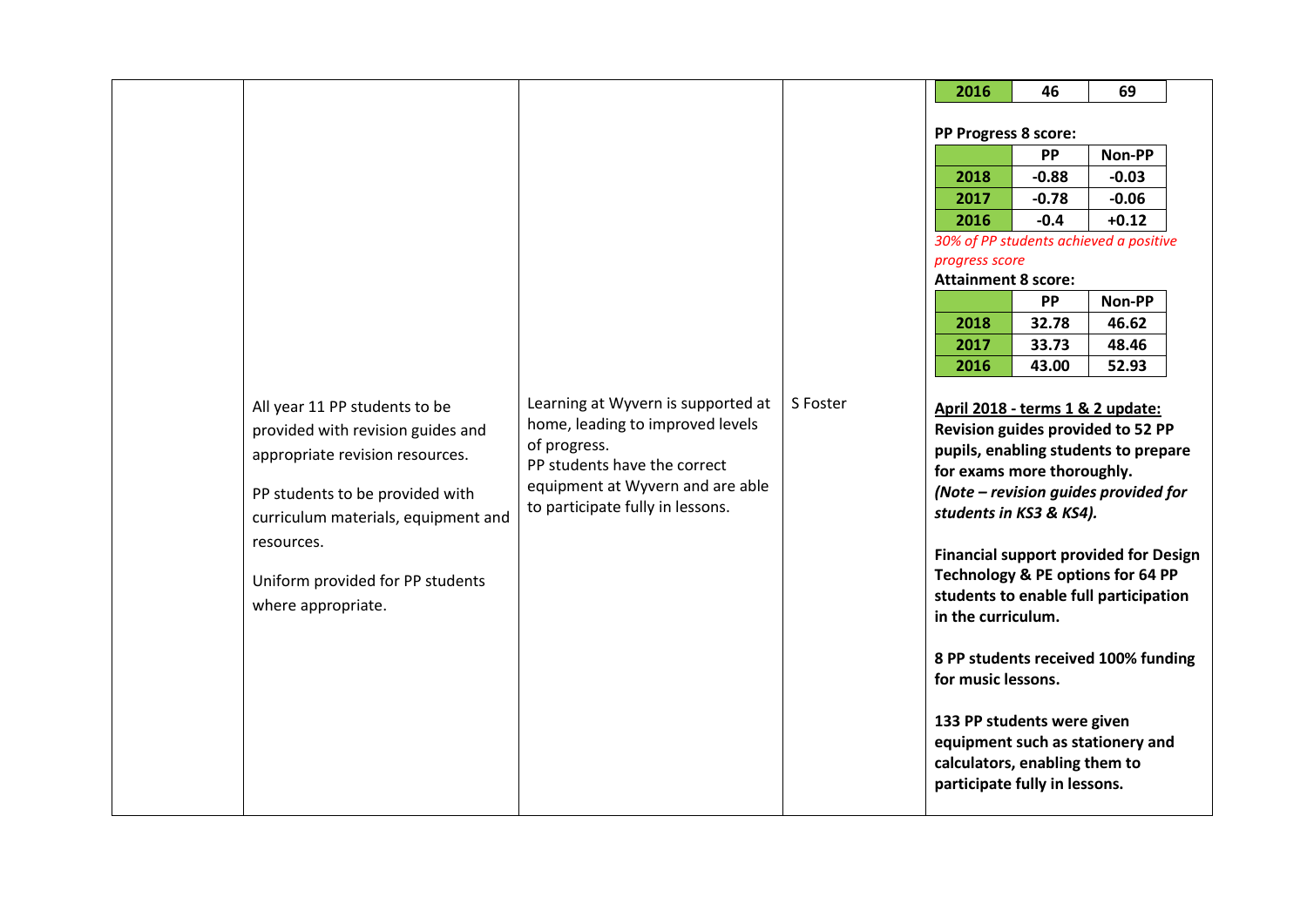| | | | | |
|---|---|---|---|---|
| | | | | **2016** \| **46** \| **69**<br><br>**PP Progress 8 score:**<br><br>\| \| **PP** \| **Non-PP** \|<br>\| **2018** \| **-0.88** \| **-0.03** \|<br>\| **2017** \| **-0.78** \| **-0.06** \|<br>\| **2016** \| **-0.4** \| **+0.12** \|<br><br>*30% of PP students achieved a positive progress score*<br><br>**Attainment 8 score:**<br><br>\| \| **PP** \| **Non-PP** \|<br>\| **2018** \| **32.78** \| **46.62** \|<br>\| **2017** \| **33.73** \| **48.46** \|<br>\| **2016** \| **43.00** \| **52.93** \| |
| | All year 11 PP students to be provided with revision guides and appropriate revision resources.<br><br>PP students to be provided with curriculum materials, equipment and resources.<br><br>Uniform provided for PP students where appropriate. | Learning at Wyvern is supported at home, leading to improved levels of progress.<br>PP students have the correct equipment at Wyvern and are able to participate fully in lessons. | S Foster | **April 2018 - terms 1 & 2 update:**<br>**Revision guides provided to 52 PP pupils, enabling students to prepare for exams more thoroughly.**<br>***(Note – revision guides provided for students in KS3 & KS4).***<br><br>**Financial support provided for Design Technology & PE options for 64 PP students to enable full participation in the curriculum.**<br><br>**8 PP students received 100% funding for music lessons.**<br><br>**133 PP students were given equipment such as stationery and calculators, enabling them to participate fully in lessons.** |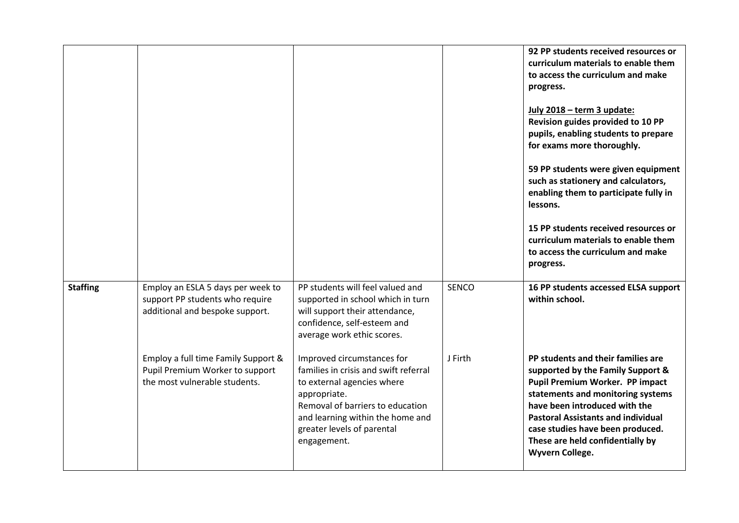| | | | | |
|---|---|---|---|---|
| | | | | **92 PP students received resources or curriculum materials to enable them to access the curriculum and make progress.**<br><br>**<u>July 2018 – term 3 update:</u>**<br>**Revision guides provided to 10 PP pupils, enabling students to prepare for exams more thoroughly.**<br><br>**59 PP students were given equipment such as stationery and calculators, enabling them to participate fully in lessons.**<br><br>**15 PP students received resources or curriculum materials to enable them to access the curriculum and make progress.** |
| **Staffing** | Employ an ESLA 5 days per week to support PP students who require additional and bespoke support. | PP students will feel valued and supported in school which in turn will support their attendance, confidence, self-esteem and average work ethic scores. | SENCO | **16 PP students accessed ELSA support within school.** |
| | Employ a full time Family Support & Pupil Premium Worker to support the most vulnerable students. | Improved circumstances for families in crisis and swift referral to external agencies where appropriate.<br>Removal of barriers to education and learning within the home and greater levels of parental engagement. | J Firth | **PP students and their families are supported by the Family Support & Pupil Premium Worker. PP impact statements and monitoring systems have been introduced with the Pastoral Assistants and individual case studies have been produced. These are held confidentially by Wyvern College.** |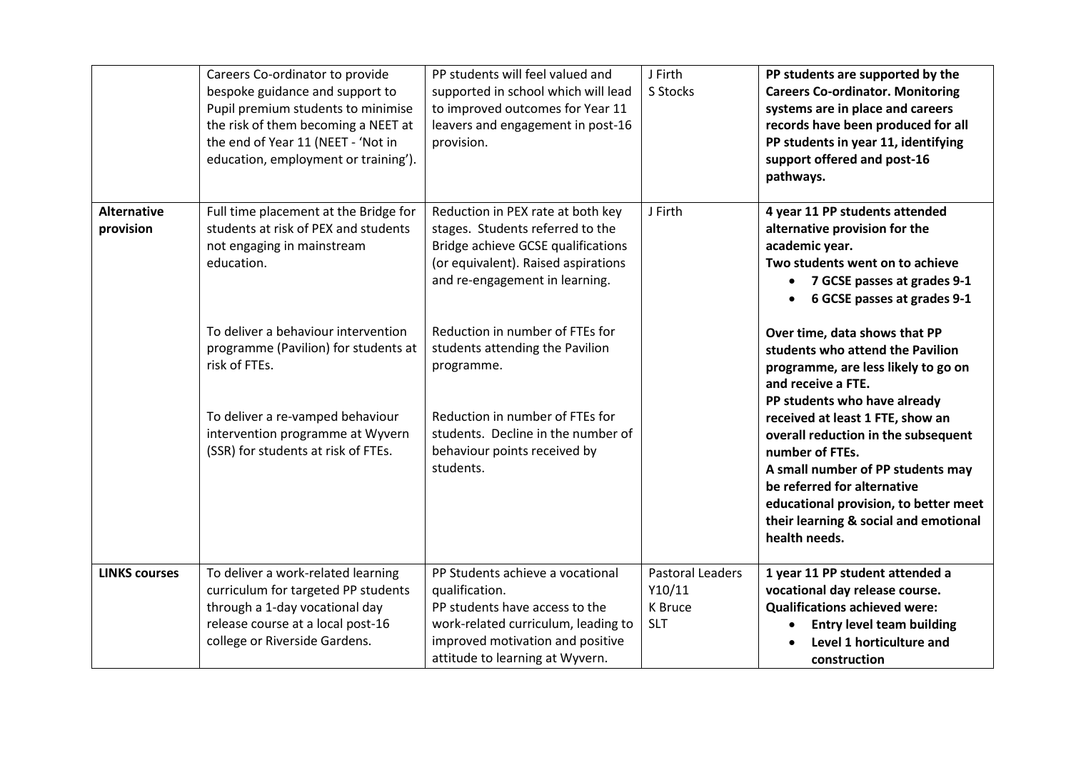| | | | | |
|---|---|---|---|---|
| | Careers Co-ordinator to provide bespoke guidance and support to Pupil premium students to minimise the risk of them becoming a NEET at the end of Year 11 (NEET - 'Not in education, employment or training'). | PP students will feel valued and supported in school which will lead to improved outcomes for Year 11 leavers and engagement in post-16 provision. | J Firth<br>S Stocks | **PP students are supported by the Careers Co-ordinator. Monitoring systems are in place and careers records have been produced for all PP students in year 11, identifying support offered and post-16 pathways.** |
| **Alternative provision** | Full time placement at the Bridge for students at risk of PEX and students not engaging in mainstream education.<br><br>To deliver a behaviour intervention programme (Pavilion) for students at risk of FTEs.<br><br>To deliver a re-vamped behaviour intervention programme at Wyvern (SSR) for students at risk of FTEs. | Reduction in PEX rate at both key stages. Students referred to the Bridge achieve GCSE qualifications (or equivalent). Raised aspirations and re-engagement in learning.<br><br>Reduction in number of FTEs for students attending the Pavilion programme.<br><br>Reduction in number of FTEs for students. Decline in the number of behaviour points received by students. | J Firth | **4 year 11 PP students attended alternative provision for the academic year.**<br>**Two students went on to achieve**<br>• **7 GCSE passes at grades 9-1**<br>• **6 GCSE passes at grades 9-1**<br><br>**Over time, data shows that PP students who attend the Pavilion programme, are less likely to go on and receive a FTE.**<br>**PP students who have already received at least 1 FTE, show an overall reduction in the subsequent number of FTEs.**<br>**A small number of PP students may be referred for alternative educational provision, to better meet their learning & social and emotional health needs.** |
| **LINKS courses** | To deliver a work-related learning curriculum for targeted PP students through a 1-day vocational day release course at a local post-16 college or Riverside Gardens. | PP Students achieve a vocational qualification.<br>PP students have access to the work-related curriculum, leading to improved motivation and positive attitude to learning at Wyvern. | Pastoral Leaders Y10/11<br>K Bruce<br>SLT | **1 year 11 PP student attended a vocational day release course.**<br>**Qualifications achieved were:**<br>• **Entry level team building**<br>• **Level 1 horticulture and construction** |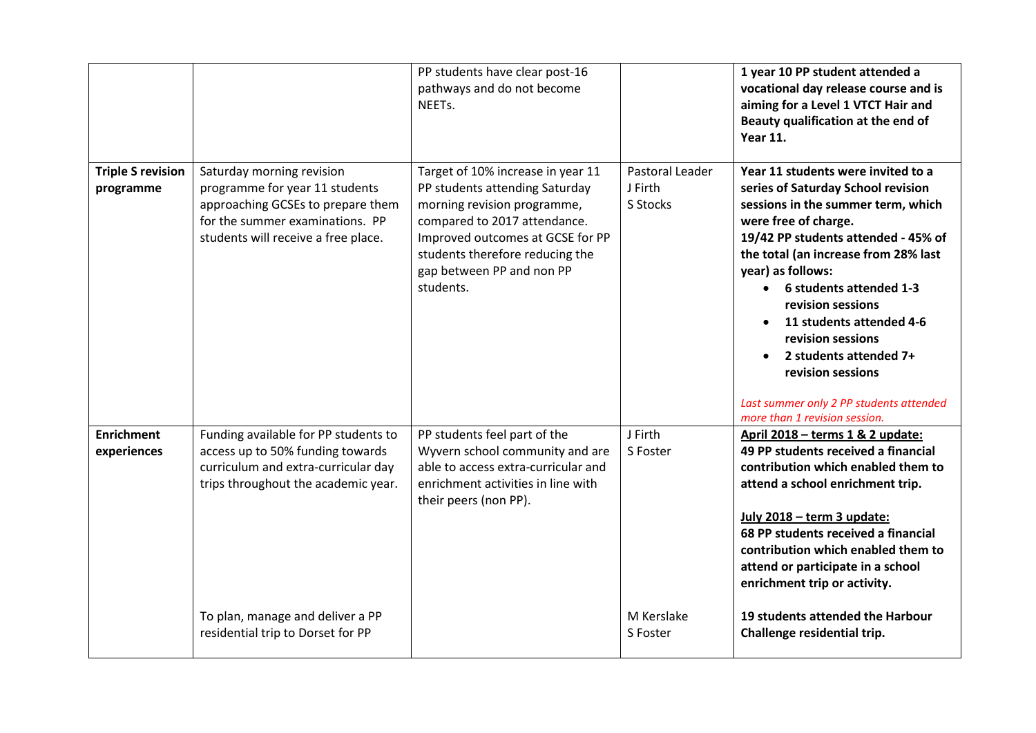| | | | | |
|---|---|---|---|---|
| | | PP students have clear post-16 pathways and do not become NEETs. | | **1 year 10 PP student attended a vocational day release course and is aiming for a Level 1 VTCT Hair and Beauty qualification at the end of Year 11.** |
| **Triple S revision programme** | Saturday morning revision programme for year 11 students approaching GCSEs to prepare them for the summer examinations. PP students will receive a free place. | Target of 10% increase in year 11 PP students attending Saturday morning revision programme, compared to 2017 attendance. Improved outcomes at GCSE for PP students therefore reducing the gap between PP and non PP students. | Pastoral Leader<br>J Firth<br>S Stocks | **Year 11 students were invited to a series of Saturday School revision sessions in the summer term, which were free of charge.**<br>**19/42 PP students attended - 45% of the total (an increase from 28% last year) as follows:**<br>• **6 students attended 1-3 revision sessions**<br>• **11 students attended 4-6 revision sessions**<br>• **2 students attended 7+ revision sessions**<br><br>*Last summer only 2 PP students attended more than 1 revision session.* |
| **Enrichment experiences** | Funding available for PP students to access up to 50% funding towards curriculum and extra-curricular day trips throughout the academic year. | PP students feel part of the Wyvern school community and are able to access extra-curricular and enrichment activities in line with their peers (non PP). | J Firth<br>S Foster | **April 2018 – terms 1 & 2 update:**<br>**49 PP students received a financial contribution which enabled them to attend a school enrichment trip.**<br><br>**July 2018 – term 3 update:**<br>**68 PP students received a financial contribution which enabled them to attend or participate in a school enrichment trip or activity.** |
| | To plan, manage and deliver a PP residential trip to Dorset for PP | | M Kerslake<br>S Foster | **19 students attended the Harbour Challenge residential trip.** |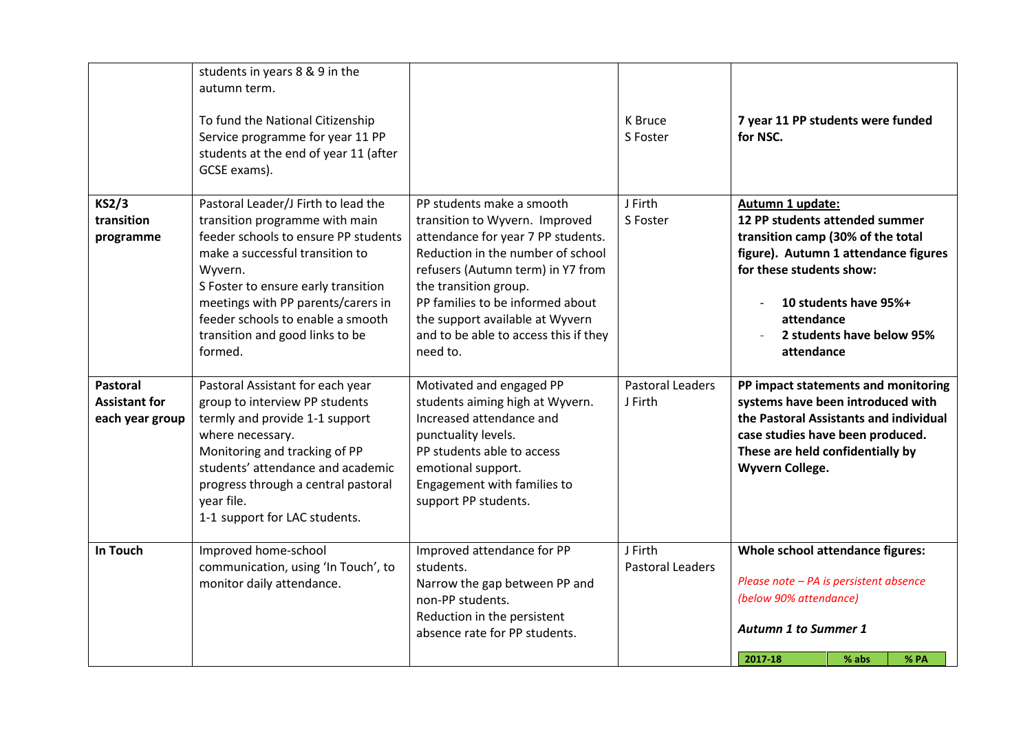| | | | | |
|---|---|---|---|---|
| | students in years 8 & 9 in the autumn term.<br><br>To fund the National Citizenship Service programme for year 11 PP students at the end of year 11 (after GCSE exams). | | K Bruce<br>S Foster | **7 year 11 PP students were funded for NSC.** |
| **KS2/3 transition programme** | Pastoral Leader/J Firth to lead the transition programme with main feeder schools to ensure PP students make a successful transition to Wyvern.<br>S Foster to ensure early transition meetings with PP parents/carers in feeder schools to enable a smooth transition and good links to be formed. | PP students make a smooth transition to Wyvern. Improved attendance for year 7 PP students. Reduction in the number of school refusers (Autumn term) in Y7 from the transition group.<br>PP families to be informed about the support available at Wyvern and to be able to access this if they need to. | J Firth<br>S Foster | **Autumn 1 update:**<br>**12 PP students attended summer transition camp (30% of the total figure). Autumn 1 attendance figures for these students show:**<br>- **10 students have 95%+ attendance**<br>- **2 students have below 95% attendance** |
| **Pastoral Assistant for each year group** | Pastoral Assistant for each year group to interview PP students termly and provide 1-1 support where necessary.<br>Monitoring and tracking of PP students' attendance and academic progress through a central pastoral year file.<br>1-1 support for LAC students. | Motivated and engaged PP students aiming high at Wyvern.<br>Increased attendance and punctuality levels.<br>PP students able to access emotional support.<br>Engagement with families to support PP students. | Pastoral Leaders<br>J Firth | **PP impact statements and monitoring systems have been introduced with the Pastoral Assistants and individual case studies have been produced. These are held confidentially by Wyvern College.** |
| **In Touch** | Improved home-school communication, using 'In Touch', to monitor daily attendance. | Improved attendance for PP students.<br>Narrow the gap between PP and non-PP students.<br>Reduction in the persistent absence rate for PP students. | J Firth<br>Pastoral Leaders | **Whole school attendance figures:**<br><br>*Please note – PA is persistent absence (below 90% attendance)*<br><br>***Autumn 1 to Summer 1***<br><br>**2017-18** \| **% abs** \| **% PA** |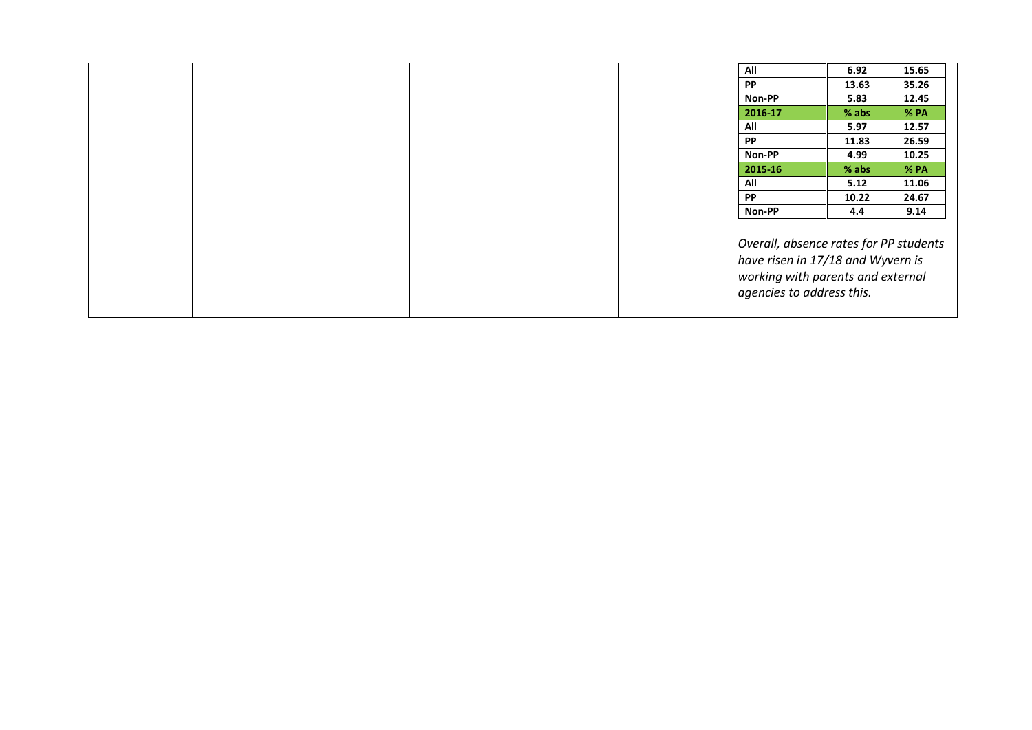| | | |
|---|---|---|
| All | 6.92 | 15.65 |
| PP | 13.63 | 35.26 |
| Non-PP | 5.83 | 12.45 |
| **2016-17** | **% abs** | **% PA** |
| All | 5.97 | 12.57 |
| PP | 11.83 | 26.59 |
| Non-PP | 4.99 | 10.25 |
| **2015-16** | **% abs** | **% PA** |
| All | 5.12 | 11.06 |
| PP | 10.22 | 24.67 |
| Non-PP | 4.4 | 9.14 |

*Overall, absence rates for PP students have risen in 17/18 and Wyvern is working with parents and external agencies to address this.*